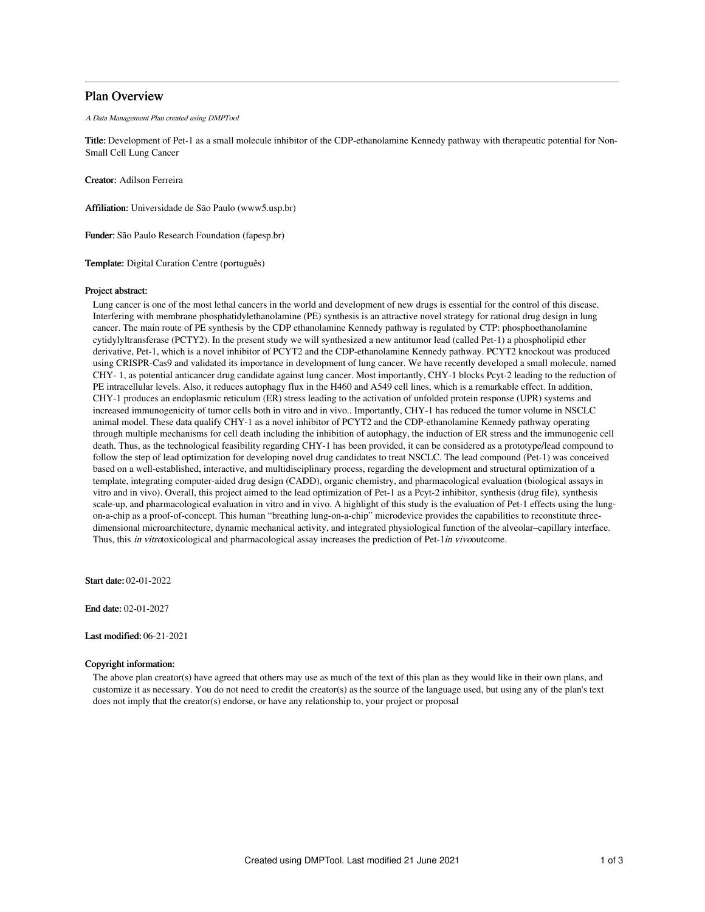# Plan Overview

*A Data Management Plan created using DMPTool*

**Title:** Development of Pet-1 as a small molecule inhibitor of the CDP-ethanolamine Kennedy pathway with therapeutic potential for Non-Small Cell Lung Cancer

**Creator:** Adilson Ferreira

**Affiliation:** Universidade de São Paulo (www5.usp.br)

**Funder:** São Paulo Research Foundation (fapesp.br)

**Template:** Digital Curation Centre (português)

**Project abstract:**

Lung cancer is one of the most lethal cancers in the world and development of new drugs is essential for the control of this disease. Interfering with membrane phosphatidylethanolamine (PE) synthesis is an attractive novel strategy for rational drug design in lung cancer. The main route of PE synthesis by the CDP ethanolamine Kennedy pathway is regulated by CTP: phosphoethanolamine cytidylyltransferase (PCTY2). In the present study we will synthesized a new antitumor lead (called Pet-1) a phospholipid ether derivative, Pet-1, which is a novel inhibitor of PCYT2 and the CDP-ethanolamine Kennedy pathway. PCYT2 knockout was produced using CRISPR-Cas9 and validated its importance in development of lung cancer. We have recently developed a small molecule, named CHY- 1, as potential anticancer drug candidate against lung cancer. Most importantly, CHY-1 blocks Pcyt-2 leading to the reduction of PE intracellular levels. Also, it reduces autophagy flux in the H460 and A549 cell lines, which is a remarkable effect. In addition, CHY-1 produces an endoplasmic reticulum (ER) stress leading to the activation of unfolded protein response (UPR) systems and increased immunogenicity of tumor cells both in vitro and in vivo.. Importantly, CHY-1 has reduced the tumor volume in NSCLC animal model. These data qualify CHY-1 as a novel inhibitor of PCYT2 and the CDP-ethanolamine Kennedy pathway operating through multiple mechanisms for cell death including the inhibition of autophagy, the induction of ER stress and the immunogenic cell death. Thus, as the technological feasibility regarding CHY-1 has been provided, it can be considered as a prototype/lead compound to follow the step of lead optimization for developing novel drug candidates to treat NSCLC. The lead compound (Pet-1) was conceived based on a well-established, interactive, and multidisciplinary process, regarding the development and structural optimization of a template, integrating computer-aided drug design (CADD), organic chemistry, and pharmacological evaluation (biological assays in vitro and in vivo). Overall, this project aimed to the lead optimization of Pet-1 as a Pcyt-2 inhibitor, synthesis (drug file), synthesis scale-up, and pharmacological evaluation in vitro and in vivo. A highlight of this study is the evaluation of Pet-1 effects using the lung-on-a-chip as a proof-of-concept. This human "breathing lung-on-a-chip" microdevice provides the capabilities to reconstitute three-dimensional microarchitecture, dynamic mechanical activity, and integrated physiological function of the alveolar–capillary interface. Thus, this *in vitro*toxicological and pharmacological assay increases the prediction of Pet-1*in vivo*outcome.

**Start date:** 02-01-2022

**End date:** 02-01-2027

**Last modified:** 06-21-2021

**Copyright information:**

The above plan creator(s) have agreed that others may use as much of the text of this plan as they would like in their own plans, and customize it as necessary. You do not need to credit the creator(s) as the source of the language used, but using any of the plan's text does not imply that the creator(s) endorse, or have any relationship to, your project or proposal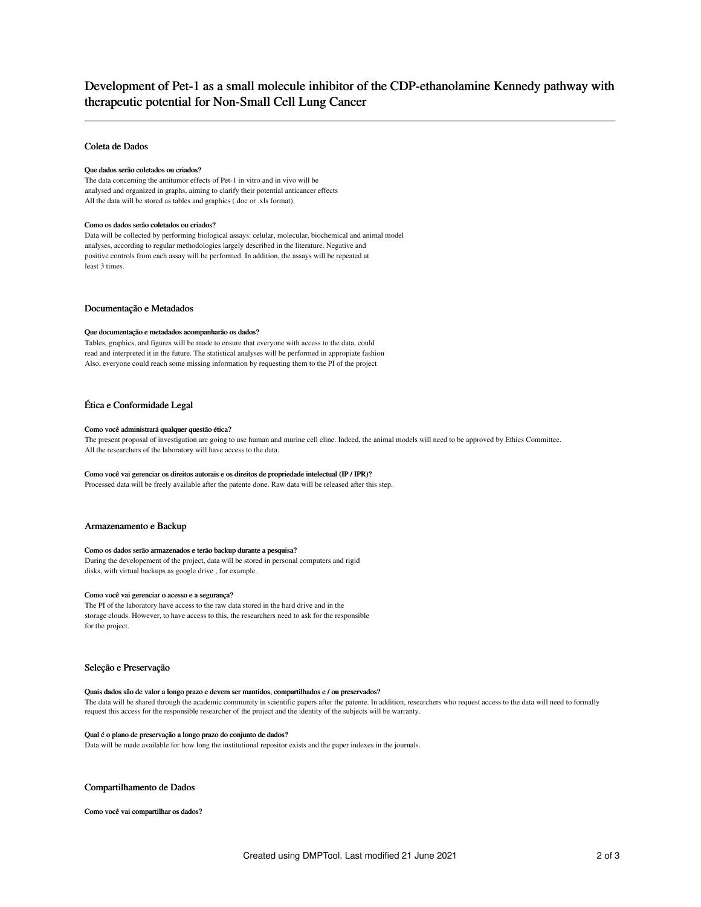# Development of Pet-1 as a small molecule inhibitor of the CDP-ethanolamine Kennedy pathway with therapeutic potential for Non-Small Cell Lung Cancer

## Coleta de Dados

### Que dados serão coletados ou criados?

The data concerning the antitumor effects of Pet-1 in vitro and in vivo will be analysed and organized in graphs, aiming to clarify their potential anticancer effects All the data will be stored as tables and graphics (.doc or .xls format).

### Como os dados serão coletados ou criados?

Data will be collected by performing biological assays: celular, molecular, biochemical and animal model analyses, according to regular methodologies largely described in the literature. Negative and positive controls from each assay will be performed. In addition, the assays will be repeated at least 3 times.

## Documentação e Metadados

### Que documentação e metadados acompanharão os dados?

Tables, graphics, and figures will be made to ensure that everyone with access to the data, could read and interpreted it in the future. The statistical analyses will be performed in appropiate fashion Also, everyone could reach some missing information by requesting them to the PI of the project

## Ética e Conformidade Legal

### Como você administrará qualquer questão ética?

The present proposal of investigation are going to use human and murine cell cline. Indeed, the animal models will need to be approved by Ethics Committee. All the researchers of the laboratory will have access to the data.

### Como você vai gerenciar os direitos autorais e os direitos de propriedade intelectual (IP / IPR)?

Processed data will be freely available after the patente done. Raw data will be released after this step.

## Armazenamento e Backup

### Como os dados serão armazenados e terão backup durante a pesquisa?

During the developement of the project, data will be stored in personal computers and rigid disks, with virtual backups as google drive , for example.

### Como você vai gerenciar o acesso e a segurança?

The PI of the laboratory have access to the raw data stored in the hard drive and in the storage clouds. However, to have access to this, the researchers need to ask for the responsible for the project.

## Seleção e Preservação

### Quais dados são de valor a longo prazo e devem ser mantidos, compartilhados e / ou preservados?

The data will be shared through the academic community in scientific papers after the patente. In addition, researchers who request access to the data will need to formally request this access for the responsible researcher of the project and the identity of the subjects will be warranty.

### Qual é o plano de preservação a longo prazo do conjunto de dados?

Data will be made available for how long the institutional repositor exists and the paper indexes in the journals.

## Compartilhamento de Dados

### Como você vai compartilhar os dados?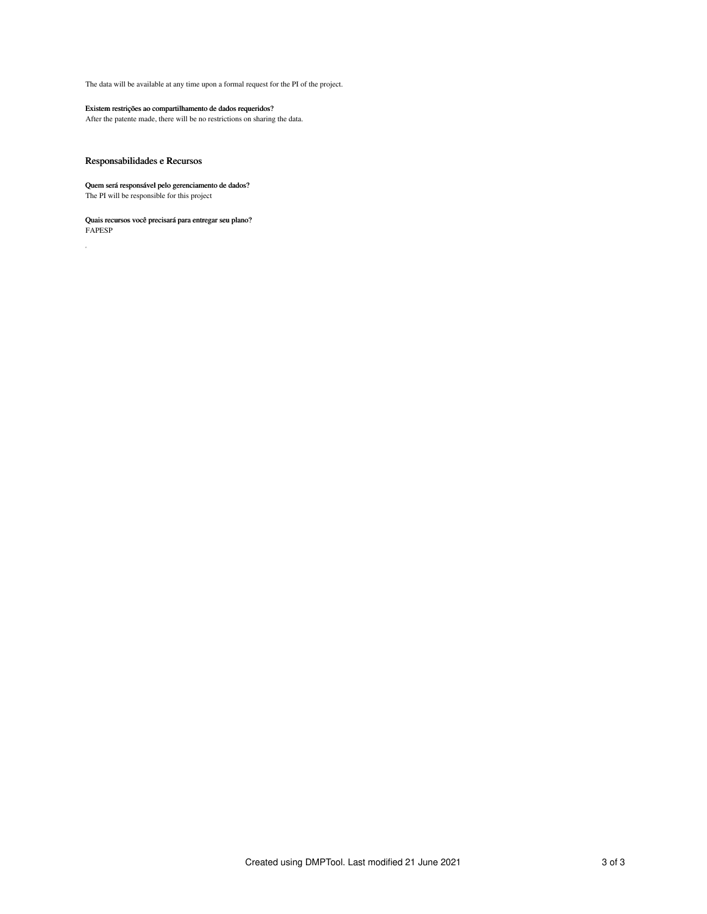The data will be available at any time upon a formal request for the PI of the project.

**Existem restrições ao compartilhamento de dados requeridos?**
After the patente made, there will be no restrictions on sharing the data.

## Responsabilidades e Recursos

**Quem será responsável pelo gerenciamento de dados?**
The PI will be responsible for this project

**Quais recursos você precisará para entregar seu plano?**
FAPESP